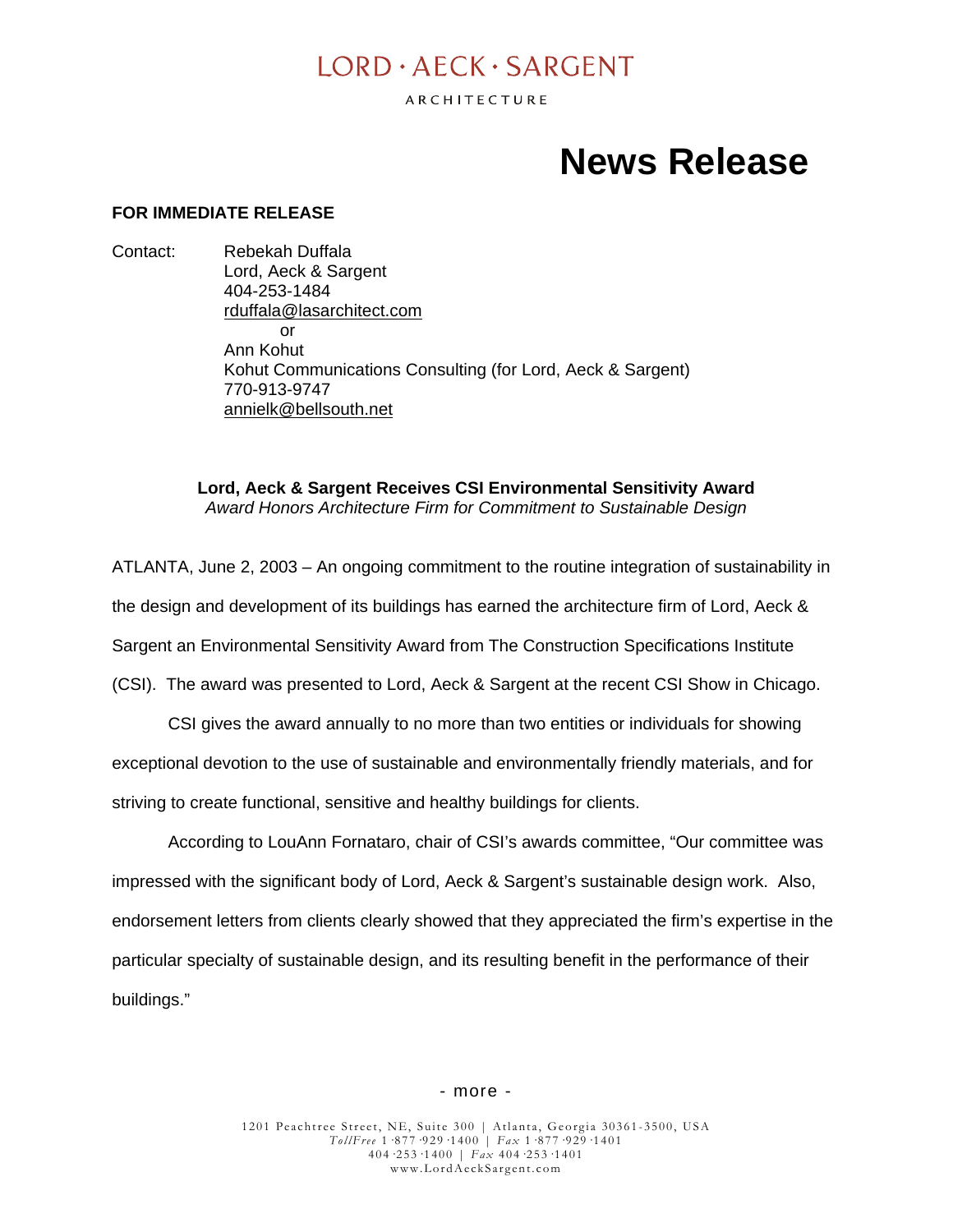LORD • AECK • SARGENT

ARCHITECTURE

# News Release

**FOR IMMEDIATE RELEASE**

Contact: Rebekah Duffala
Lord, Aeck & Sargent
404-253-1484
rduffala@lasarchitect.com
or
Ann Kohut
Kohut Communications Consulting (for Lord, Aeck & Sargent)
770-913-9747
annielk@bellsouth.net

**Lord, Aeck & Sargent Receives CSI Environmental Sensitivity Award**
*Award Honors Architecture Firm for Commitment to Sustainable Design*

ATLANTA, June 2, 2003 – An ongoing commitment to the routine integration of sustainability in the design and development of its buildings has earned the architecture firm of Lord, Aeck & Sargent an Environmental Sensitivity Award from The Construction Specifications Institute (CSI). The award was presented to Lord, Aeck & Sargent at the recent CSI Show in Chicago.

CSI gives the award annually to no more than two entities or individuals for showing exceptional devotion to the use of sustainable and environmentally friendly materials, and for striving to create functional, sensitive and healthy buildings for clients.

According to LouAnn Fornataro, chair of CSI's awards committee, "Our committee was impressed with the significant body of Lord, Aeck & Sargent's sustainable design work. Also, endorsement letters from clients clearly showed that they appreciated the firm's expertise in the particular specialty of sustainable design, and its resulting benefit in the performance of their buildings."

- more -

1201 Peachtree Street, NE, Suite 300 | Atlanta, Georgia 30361-3500, USA
*TollFree* 1·877·929·1400 | *Fax* 1·877·929·1401
404·253·1400 | *Fax* 404·253·1401
www.LordAeckSargent.com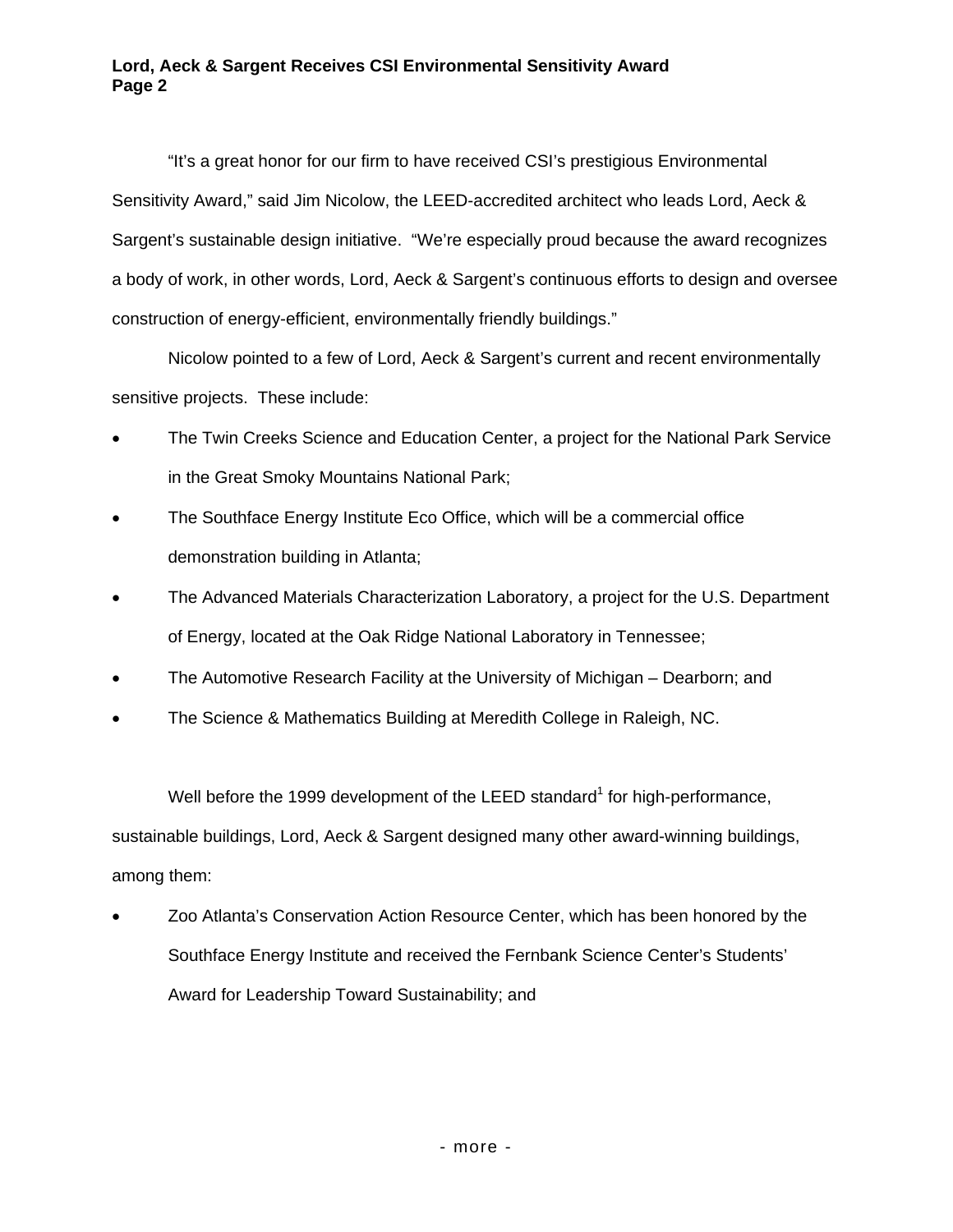“It’s a great honor for our firm to have received CSI’s prestigious Environmental Sensitivity Award,” said Jim Nicolow, the LEED-accredited architect who leads Lord, Aeck & Sargent’s sustainable design initiative. “We’re especially proud because the award recognizes a body of work, in other words, Lord, Aeck & Sargent’s continuous efforts to design and oversee construction of energy-efficient, environmentally friendly buildings.”

Nicolow pointed to a few of Lord, Aeck & Sargent’s current and recent environmentally sensitive projects. These include:

- The Twin Creeks Science and Education Center, a project for the National Park Service in the Great Smoky Mountains National Park;
- The Southface Energy Institute Eco Office, which will be a commercial office demonstration building in Atlanta;
- The Advanced Materials Characterization Laboratory, a project for the U.S. Department of Energy, located at the Oak Ridge National Laboratory in Tennessee;
- The Automotive Research Facility at the University of Michigan – Dearborn; and
- The Science & Mathematics Building at Meredith College in Raleigh, NC.

Well before the 1999 development of the LEED standard[1] for high-performance, sustainable buildings, Lord, Aeck & Sargent designed many other award-winning buildings, among them:

- Zoo Atlanta’s Conservation Action Resource Center, which has been honored by the Southface Energy Institute and received the Fernbank Science Center’s Students’ Award for Leadership Toward Sustainability; and

- more -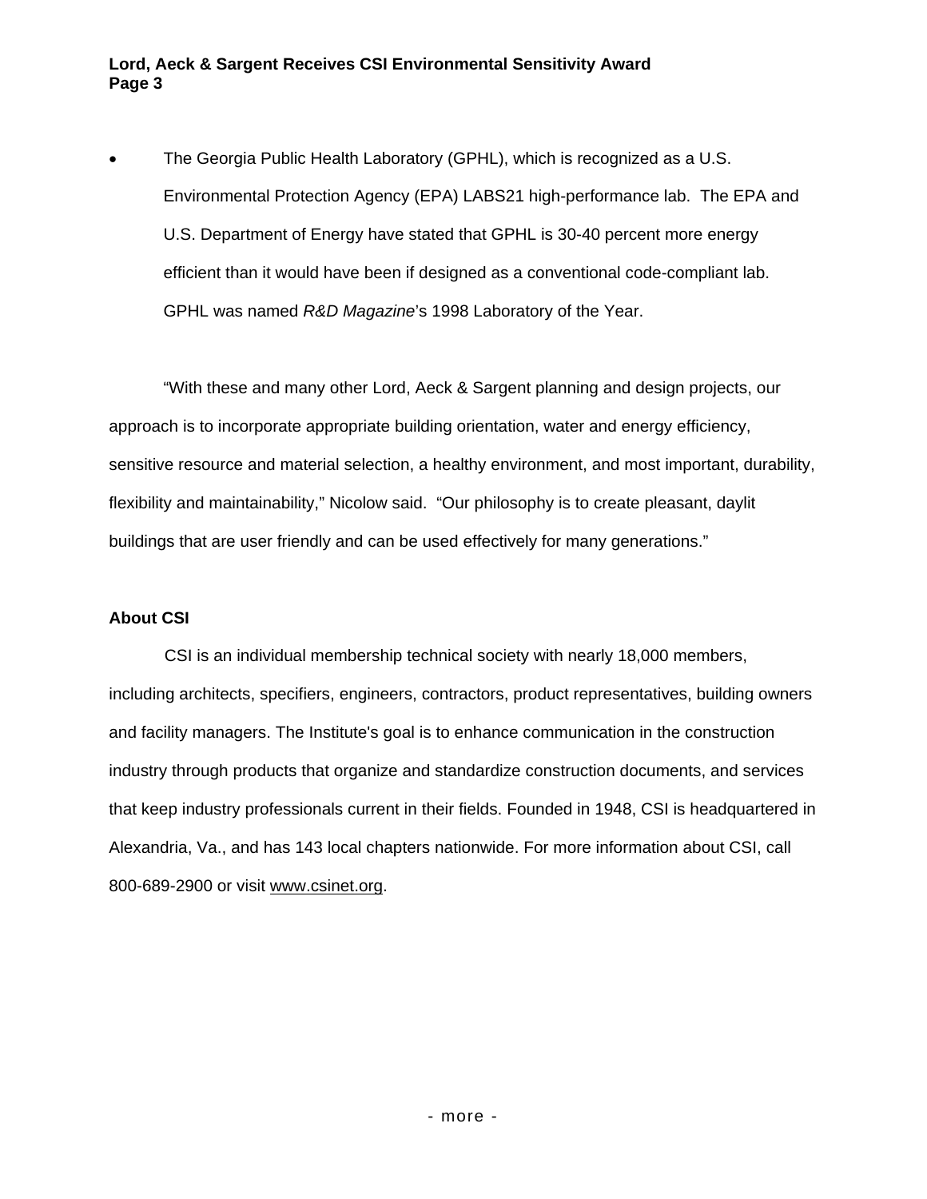- The Georgia Public Health Laboratory (GPHL), which is recognized as a U.S. Environmental Protection Agency (EPA) LABS21 high-performance lab. The EPA and U.S. Department of Energy have stated that GPHL is 30-40 percent more energy efficient than it would have been if designed as a conventional code-compliant lab. GPHL was named *R&D Magazine*'s 1998 Laboratory of the Year.

"With these and many other Lord, Aeck & Sargent planning and design projects, our approach is to incorporate appropriate building orientation, water and energy efficiency, sensitive resource and material selection, a healthy environment, and most important, durability, flexibility and maintainability," Nicolow said. "Our philosophy is to create pleasant, daylit buildings that are user friendly and can be used effectively for many generations."

**About CSI**

CSI is an individual membership technical society with nearly 18,000 members, including architects, specifiers, engineers, contractors, product representatives, building owners and facility managers. The Institute's goal is to enhance communication in the construction industry through products that organize and standardize construction documents, and services that keep industry professionals current in their fields. Founded in 1948, CSI is headquartered in Alexandria, Va., and has 143 local chapters nationwide. For more information about CSI, call 800-689-2900 or visit www.csinet.org.

\- more -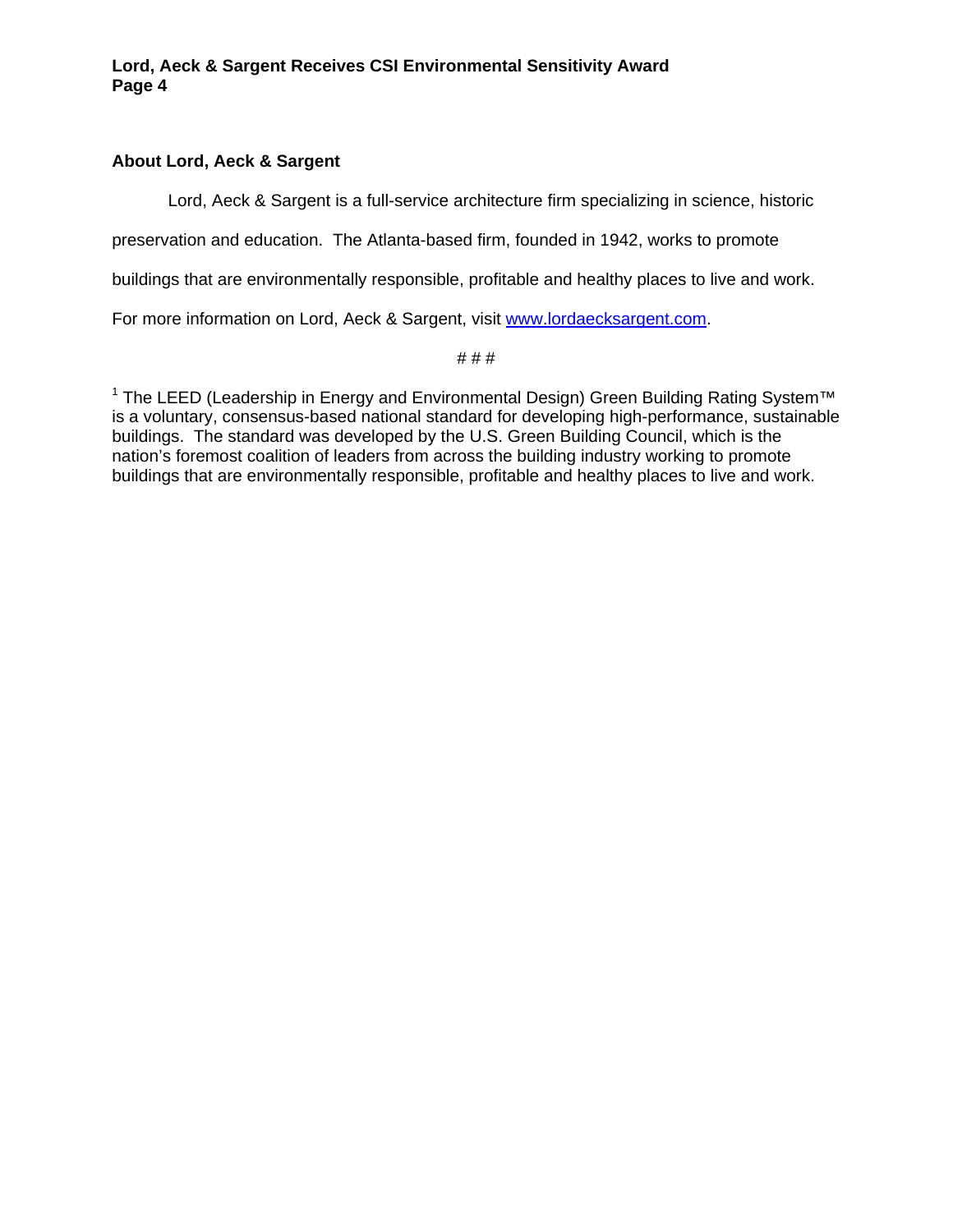## About Lord, Aeck & Sargent

Lord, Aeck & Sargent is a full-service architecture firm specializing in science, historic preservation and education. The Atlanta-based firm, founded in 1942, works to promote buildings that are environmentally responsible, profitable and healthy places to live and work. For more information on Lord, Aeck & Sargent, visit [www.lordaecksargent.com](http://www.lordaecksargent.com).

# # #

[1] The LEED (Leadership in Energy and Environmental Design) Green Building Rating System™ is a voluntary, consensus-based national standard for developing high-performance, sustainable buildings. The standard was developed by the U.S. Green Building Council, which is the nation's foremost coalition of leaders from across the building industry working to promote buildings that are environmentally responsible, profitable and healthy places to live and work.